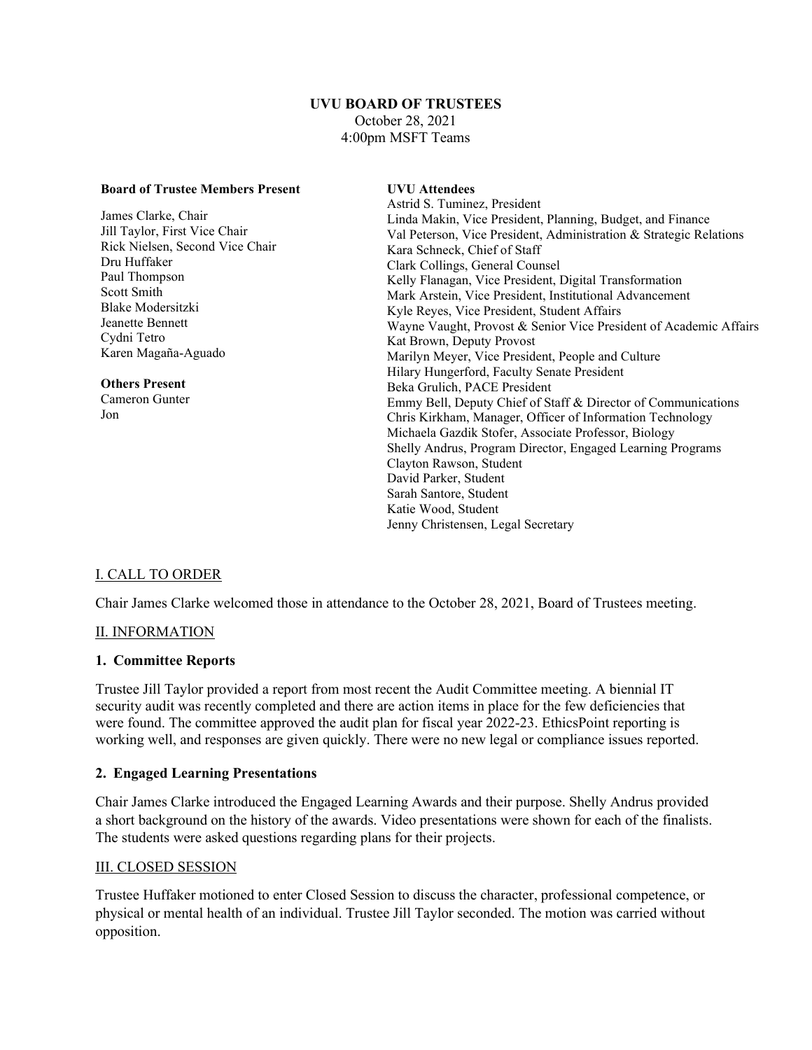# UVU BOARD OF TRUSTEES

October 28, 2021
4:00pm MSFT Teams

**Board of Trustee Members Present**

James Clarke, Chair
Jill Taylor, First Vice Chair
Rick Nielsen, Second Vice Chair
Dru Huffaker
Paul Thompson
Scott Smith
Blake Modersitzki
Jeanette Bennett
Cydni Tetro
Karen Magaña-Aguado

**Others Present**
Cameron Gunter
Jon

**UVU Attendees**
Astrid S. Tuminez, President
Linda Makin, Vice President, Planning, Budget, and Finance
Val Peterson, Vice President, Administration & Strategic Relations
Kara Schneck, Chief of Staff
Clark Collings, General Counsel
Kelly Flanagan, Vice President, Digital Transformation
Mark Arstein, Vice President, Institutional Advancement
Kyle Reyes, Vice President, Student Affairs
Wayne Vaught, Provost & Senior Vice President of Academic Affairs
Kat Brown, Deputy Provost
Marilyn Meyer, Vice President, People and Culture
Hilary Hungerford, Faculty Senate President
Beka Grulich, PACE President
Emmy Bell, Deputy Chief of Staff & Director of Communications
Chris Kirkham, Manager, Officer of Information Technology
Michaela Gazdik Stofer, Associate Professor, Biology
Shelly Andrus, Program Director, Engaged Learning Programs
Clayton Rawson, Student
David Parker, Student
Sarah Santore, Student
Katie Wood, Student
Jenny Christensen, Legal Secretary

## I. CALL TO ORDER

Chair James Clarke welcomed those in attendance to the October 28, 2021, Board of Trustees meeting.

## II. INFORMATION

### 1. Committee Reports

Trustee Jill Taylor provided a report from most recent the Audit Committee meeting. A biennial IT security audit was recently completed and there are action items in place for the few deficiencies that were found. The committee approved the audit plan for fiscal year 2022-23. EthicsPoint reporting is working well, and responses are given quickly. There were no new legal or compliance issues reported.

### 2. Engaged Learning Presentations

Chair James Clarke introduced the Engaged Learning Awards and their purpose. Shelly Andrus provided a short background on the history of the awards. Video presentations were shown for each of the finalists. The students were asked questions regarding plans for their projects.

## III. CLOSED SESSION

Trustee Huffaker motioned to enter Closed Session to discuss the character, professional competence, or physical or mental health of an individual. Trustee Jill Taylor seconded. The motion was carried without opposition.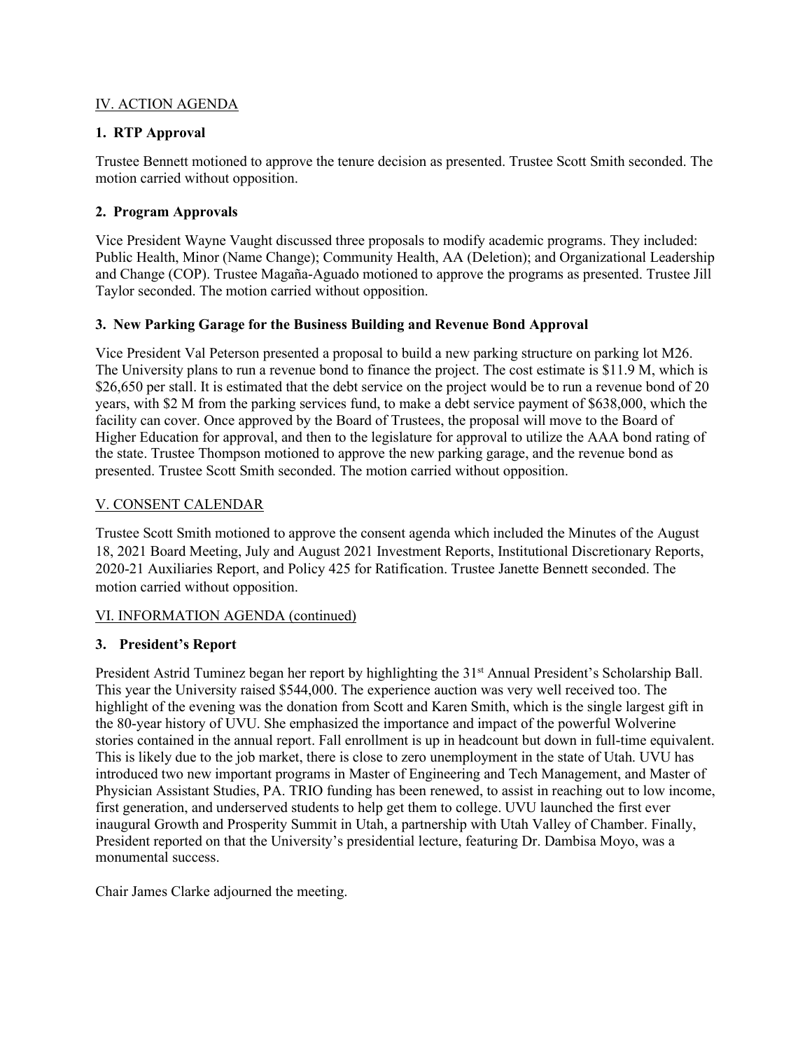## IV. ACTION AGENDA

### 1. RTP Approval

Trustee Bennett motioned to approve the tenure decision as presented. Trustee Scott Smith seconded. The motion carried without opposition.

### 2. Program Approvals

Vice President Wayne Vaught discussed three proposals to modify academic programs. They included: Public Health, Minor (Name Change); Community Health, AA (Deletion); and Organizational Leadership and Change (COP). Trustee Magaña-Aguado motioned to approve the programs as presented. Trustee Jill Taylor seconded. The motion carried without opposition.

### 3. New Parking Garage for the Business Building and Revenue Bond Approval

Vice President Val Peterson presented a proposal to build a new parking structure on parking lot M26. The University plans to run a revenue bond to finance the project. The cost estimate is $11.9 M, which is $26,650 per stall. It is estimated that the debt service on the project would be to run a revenue bond of 20 years, with $2 M from the parking services fund, to make a debt service payment of $638,000, which the facility can cover. Once approved by the Board of Trustees, the proposal will move to the Board of Higher Education for approval, and then to the legislature for approval to utilize the AAA bond rating of the state. Trustee Thompson motioned to approve the new parking garage, and the revenue bond as presented. Trustee Scott Smith seconded. The motion carried without opposition.

## V. CONSENT CALENDAR

Trustee Scott Smith motioned to approve the consent agenda which included the Minutes of the August 18, 2021 Board Meeting, July and August 2021 Investment Reports, Institutional Discretionary Reports, 2020-21 Auxiliaries Report, and Policy 425 for Ratification. Trustee Janette Bennett seconded. The motion carried without opposition.

## VI. INFORMATION AGENDA (continued)

### 3. President's Report

President Astrid Tuminez began her report by highlighting the 31st Annual President's Scholarship Ball. This year the University raised $544,000. The experience auction was very well received too. The highlight of the evening was the donation from Scott and Karen Smith, which is the single largest gift in the 80-year history of UVU. She emphasized the importance and impact of the powerful Wolverine stories contained in the annual report. Fall enrollment is up in headcount but down in full-time equivalent. This is likely due to the job market, there is close to zero unemployment in the state of Utah. UVU has introduced two new important programs in Master of Engineering and Tech Management, and Master of Physician Assistant Studies, PA. TRIO funding has been renewed, to assist in reaching out to low income, first generation, and underserved students to help get them to college. UVU launched the first ever inaugural Growth and Prosperity Summit in Utah, a partnership with Utah Valley of Chamber. Finally, President reported on that the University's presidential lecture, featuring Dr. Dambisa Moyo, was a monumental success.

Chair James Clarke adjourned the meeting.